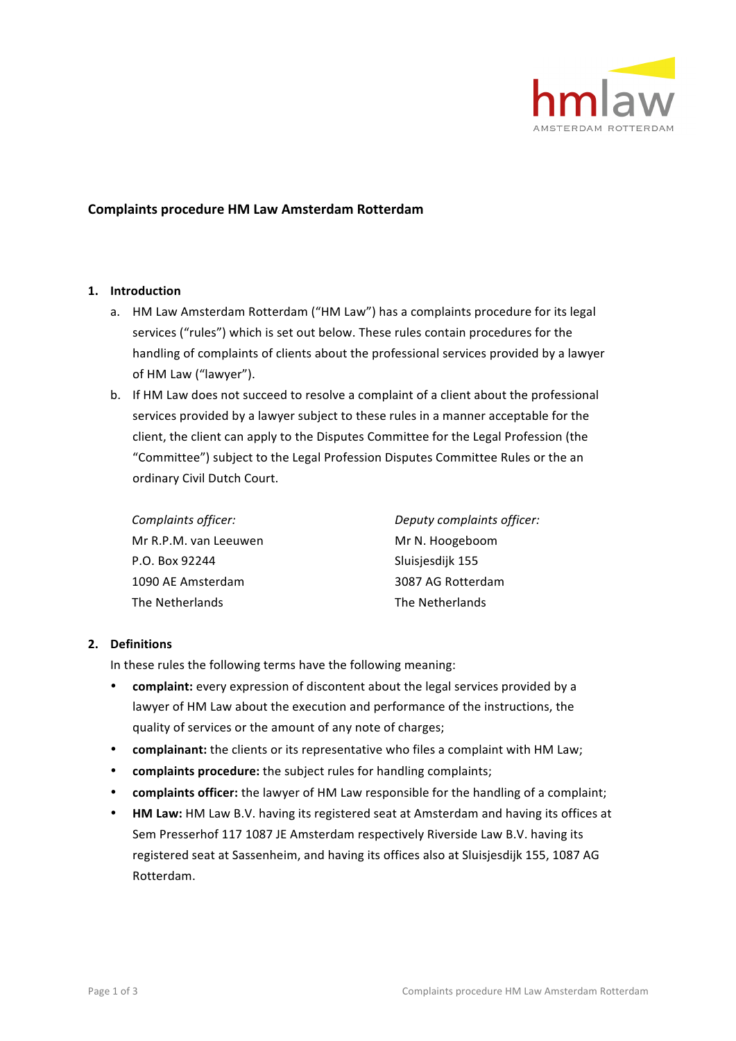## Complaints procedure HM Law Amsterdam Rotterdam

### 1. Introduction

a. HM Law Amsterdam Rotterdam ("HM Law") has a complaints procedure for its legal services ("rules") which is set out below. These rules contain procedures for the handling of complaints of clients about the professional services provided by a lawyer of HM Law ("lawyer").

b. If HM Law does not succeed to resolve a complaint of a client about the professional services provided by a lawyer subject to these rules in a manner acceptable for the client, the client can apply to the Disputes Committee for the Legal Profession (the "Committee") subject to the Legal Profession Disputes Committee Rules or the an ordinary Civil Dutch Court.

*Complaints officer:*
Mr R.P.M. van Leeuwen
P.O. Box 92244
1090 AE Amsterdam
The Netherlands

*Deputy complaints officer:*
Mr N. Hoogeboom
Sluisjesdijk 155
3087 AG Rotterdam
The Netherlands

### 2. Definitions

In these rules the following terms have the following meaning:

- **complaint:** every expression of discontent about the legal services provided by a lawyer of HM Law about the execution and performance of the instructions, the quality of services or the amount of any note of charges;
- **complainant:** the clients or its representative who files a complaint with HM Law;
- **complaints procedure:** the subject rules for handling complaints;
- **complaints officer:** the lawyer of HM Law responsible for the handling of a complaint;
- **HM Law:** HM Law B.V. having its registered seat at Amsterdam and having its offices at Sem Presserhof 117 1087 JE Amsterdam respectively Riverside Law B.V. having its registered seat at Sassenheim, and having its offices also at Sluisjesdijk 155, 1087 AG Rotterdam.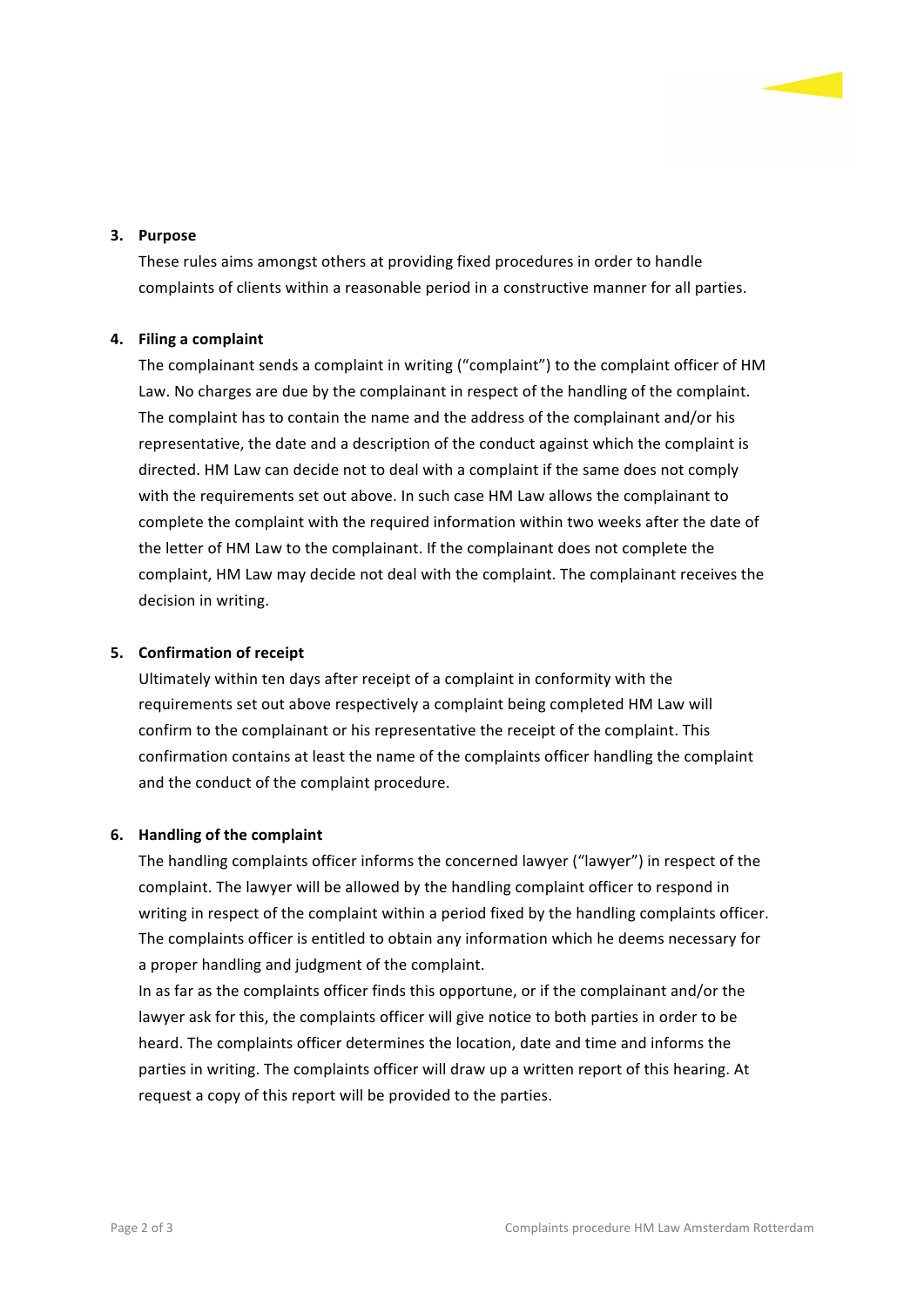## 3. Purpose

These rules aims amongst others at providing fixed procedures in order to handle complaints of clients within a reasonable period in a constructive manner for all parties.

## 4. Filing a complaint

The complainant sends a complaint in writing ("complaint") to the complaint officer of HM Law. No charges are due by the complainant in respect of the handling of the complaint. The complaint has to contain the name and the address of the complainant and/or his representative, the date and a description of the conduct against which the complaint is directed. HM Law can decide not to deal with a complaint if the same does not comply with the requirements set out above. In such case HM Law allows the complainant to complete the complaint with the required information within two weeks after the date of the letter of HM Law to the complainant. If the complainant does not complete the complaint, HM Law may decide not deal with the complaint. The complainant receives the decision in writing.

## 5. Confirmation of receipt

Ultimately within ten days after receipt of a complaint in conformity with the requirements set out above respectively a complaint being completed HM Law will confirm to the complainant or his representative the receipt of the complaint. This confirmation contains at least the name of the complaints officer handling the complaint and the conduct of the complaint procedure.

## 6. Handling of the complaint

The handling complaints officer informs the concerned lawyer ("lawyer") in respect of the complaint. The lawyer will be allowed by the handling complaint officer to respond in writing in respect of the complaint within a period fixed by the handling complaints officer. The complaints officer is entitled to obtain any information which he deems necessary for a proper handling and judgment of the complaint.

In as far as the complaints officer finds this opportune, or if the complainant and/or the lawyer ask for this, the complaints officer will give notice to both parties in order to be heard. The complaints officer determines the location, date and time and informs the parties in writing. The complaints officer will draw up a written report of this hearing. At request a copy of this report will be provided to the parties.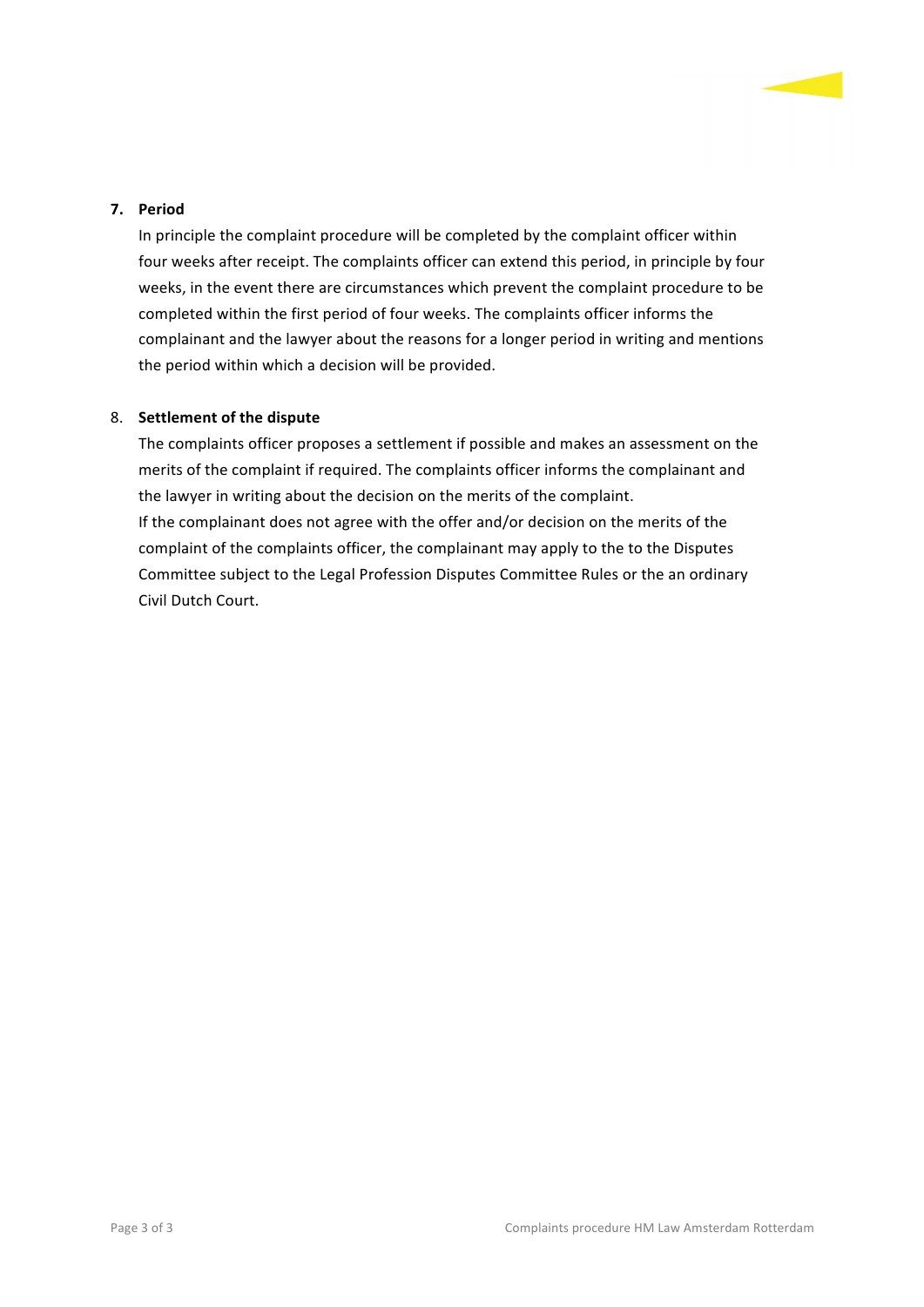**7. Period**

In principle the complaint procedure will be completed by the complaint officer within four weeks after receipt. The complaints officer can extend this period, in principle by four weeks, in the event there are circumstances which prevent the complaint procedure to be completed within the first period of four weeks. The complaints officer informs the complainant and the lawyer about the reasons for a longer period in writing and mentions the period within which a decision will be provided.

8. **Settlement of the dispute**

The complaints officer proposes a settlement if possible and makes an assessment on the merits of the complaint if required. The complaints officer informs the complainant and the lawyer in writing about the decision on the merits of the complaint.
If the complainant does not agree with the offer and/or decision on the merits of the complaint of the complaints officer, the complainant may apply to the to the Disputes Committee subject to the Legal Profession Disputes Committee Rules or the an ordinary Civil Dutch Court.